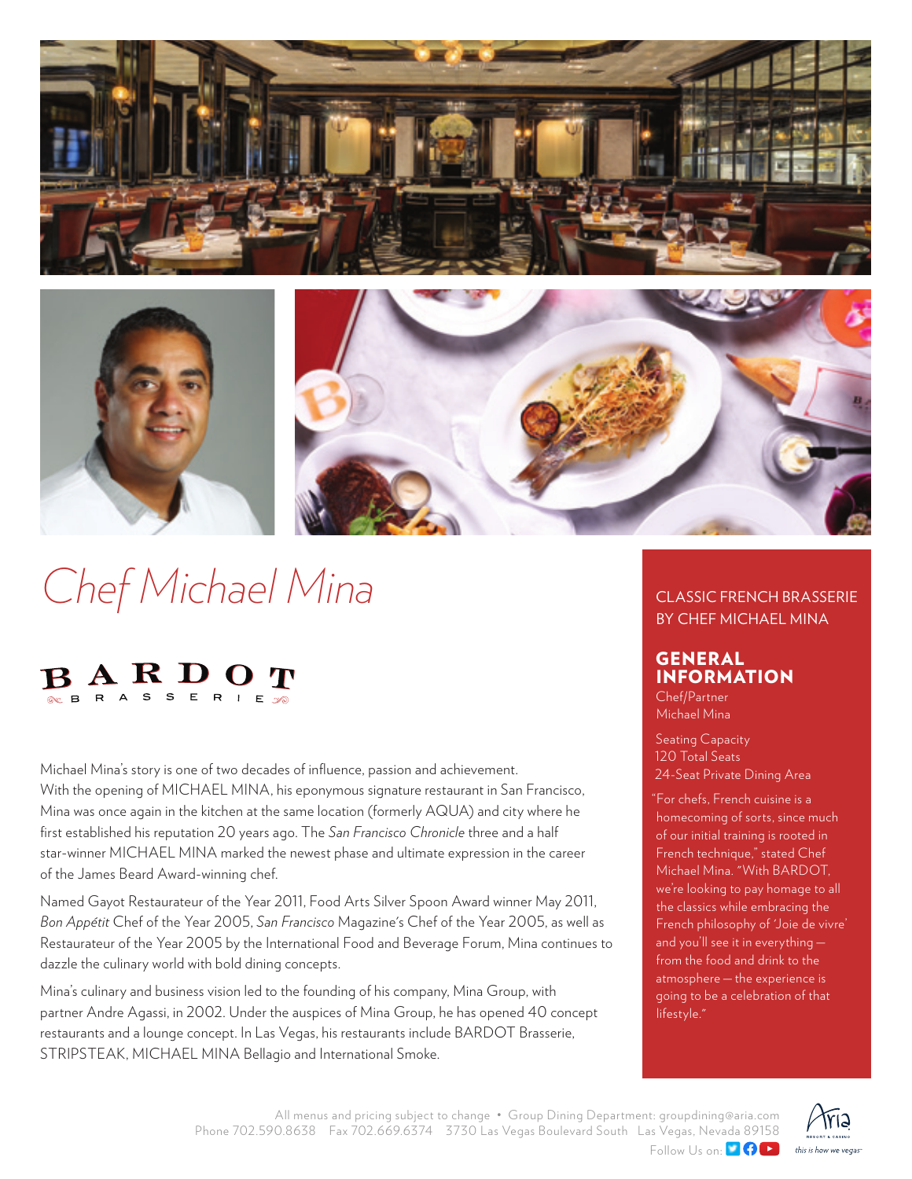# Chef Michael Mina

## BARDOT BRASSERIE

Michael Mina's story is one of two decades of influence, passion and achievement. With the opening of MICHAEL MINA, his eponymous signature restaurant in San Francisco, Mina was once again in the kitchen at the same location (formerly AQUA) and city where he first established his reputation 20 years ago. The *San Francisco Chronicle* three and a half star-winner MICHAEL MINA marked the newest phase and ultimate expression in the career of the James Beard Award-winning chef.

Named Gayot Restaurateur of the Year 2011, Food Arts Silver Spoon Award winner May 2011, *Bon Appétit* Chef of the Year 2005, *San Francisco* Magazine's Chef of the Year 2005, as well as Restaurateur of the Year 2005 by the International Food and Beverage Forum, Mina continues to dazzle the culinary world with bold dining concepts.

Mina's culinary and business vision led to the founding of his company, Mina Group, with partner Andre Agassi, in 2002. Under the auspices of Mina Group, he has opened 40 concept restaurants and a lounge concept. In Las Vegas, his restaurants include BARDOT Brasserie, STRIPSTEAK, MICHAEL MINA Bellagio and International Smoke.

CLASSIC FRENCH BRASSERIE BY CHEF MICHAEL MINA

## GENERAL INFORMATION

Chef/Partner
Michael Mina

Seating Capacity
120 Total Seats
24-Seat Private Dining Area

"For chefs, French cuisine is a homecoming of sorts, since much of our initial training is rooted in French technique," stated Chef Michael Mina. "With BARDOT, we're looking to pay homage to all the classics while embracing the French philosophy of 'Joie de vivre' and you'll see it in everything — from the food and drink to the atmosphere — the experience is going to be a celebration of that lifestyle."

All menus and pricing subject to change • Group Dining Department: groupdining@aria.com
Phone 702.590.8638 Fax 702.669.6374 3730 Las Vegas Boulevard South Las Vegas, Nevada 89158
Follow Us on:

Aria Resort & Casino — this is how we vegas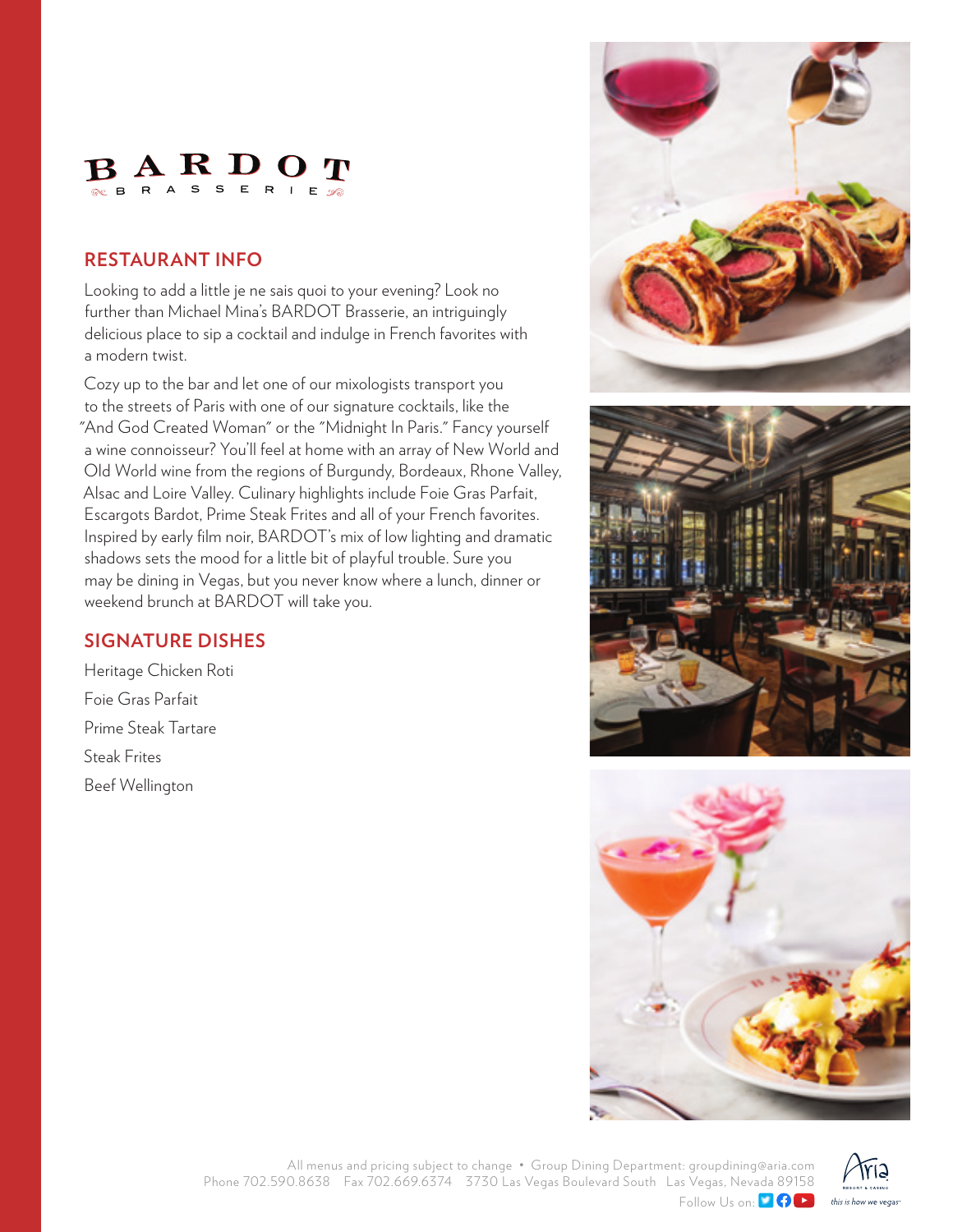# BARDOT

BRASSERIE

## RESTAURANT INFO

Looking to add a little je ne sais quoi to your evening? Look no further than Michael Mina's BARDOT Brasserie, an intriguingly delicious place to sip a cocktail and indulge in French favorites with a modern twist.

Cozy up to the bar and let one of our mixologists transport you to the streets of Paris with one of our signature cocktails, like the "And God Created Woman" or the "Midnight In Paris." Fancy yourself a wine connoisseur? You'll feel at home with an array of New World and Old World wine from the regions of Burgundy, Bordeaux, Rhone Valley, Alsac and Loire Valley. Culinary highlights include Foie Gras Parfait, Escargots Bardot, Prime Steak Frites and all of your French favorites. Inspired by early film noir, BARDOT's mix of low lighting and dramatic shadows sets the mood for a little bit of playful trouble. Sure you may be dining in Vegas, but you never know where a lunch, dinner or weekend brunch at BARDOT will take you.

## SIGNATURE DISHES

Heritage Chicken Roti

Foie Gras Parfait

Prime Steak Tartare

Steak Frites

Beef Wellington

All menus and pricing subject to change • Group Dining Department: groupdining@aria.com
Phone 702.590.8638 Fax 702.669.6374 3730 Las Vegas Boulevard South Las Vegas, Nevada 89158
Follow Us on:

Aria Resort & Casino — this is how we vegas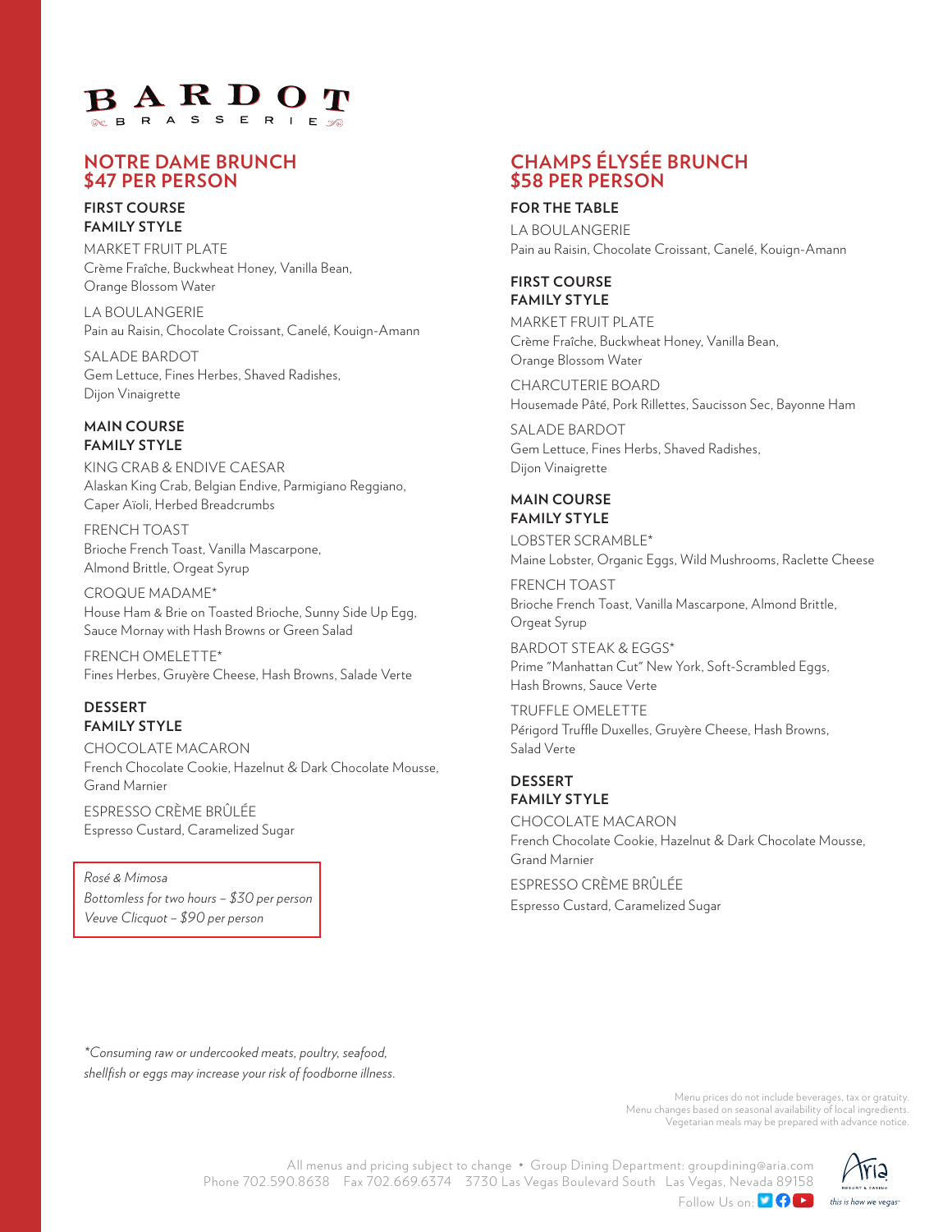# BARDOT BRASSERIE

## NOTRE DAME BRUNCH
## $47 PER PERSON

### FIRST COURSE
### FAMILY STYLE

MARKET FRUIT PLATE
Crème Fraîche, Buckwheat Honey, Vanilla Bean, Orange Blossom Water

LA BOULANGERIE
Pain au Raisin, Chocolate Croissant, Canelé, Kouign-Amann

SALADE BARDOT
Gem Lettuce, Fines Herbes, Shaved Radishes, Dijon Vinaigrette

### MAIN COURSE
### FAMILY STYLE

KING CRAB & ENDIVE CAESAR
Alaskan King Crab, Belgian Endive, Parmigiano Reggiano, Caper Aïoli, Herbed Breadcrumbs

FRENCH TOAST
Brioche French Toast, Vanilla Mascarpone, Almond Brittle, Orgeat Syrup

CROQUE MADAME*
House Ham & Brie on Toasted Brioche, Sunny Side Up Egg, Sauce Mornay with Hash Browns or Green Salad

FRENCH OMELETTE*
Fines Herbes, Gruyère Cheese, Hash Browns, Salade Verte

### DESSERT
### FAMILY STYLE

CHOCOLATE MACARON
French Chocolate Cookie, Hazelnut & Dark Chocolate Mousse, Grand Marnier

ESPRESSO CRÈME BRÛLÉE
Espresso Custard, Caramelized Sugar

*Rosé & Mimosa*
*Bottomless for two hours – $30 per person*
*Veuve Clicquot – $90 per person*

## CHAMPS ÉLYSÉE BRUNCH
## $58 PER PERSON

### FOR THE TABLE

LA BOULANGERIE
Pain au Raisin, Chocolate Croissant, Canelé, Kouign-Amann

### FIRST COURSE
### FAMILY STYLE

MARKET FRUIT PLATE
Crème Fraîche, Buckwheat Honey, Vanilla Bean, Orange Blossom Water

CHARCUTERIE BOARD
Housemade Pâté, Pork Rillettes, Saucisson Sec, Bayonne Ham

SALADE BARDOT
Gem Lettuce, Fines Herbs, Shaved Radishes, Dijon Vinaigrette

### MAIN COURSE
### FAMILY STYLE

LOBSTER SCRAMBLE*
Maine Lobster, Organic Eggs, Wild Mushrooms, Raclette Cheese

FRENCH TOAST
Brioche French Toast, Vanilla Mascarpone, Almond Brittle, Orgeat Syrup

BARDOT STEAK & EGGS*
Prime "Manhattan Cut" New York, Soft-Scrambled Eggs, Hash Browns, Sauce Verte

TRUFFLE OMELETTE
Périgord Truffle Duxelles, Gruyère Cheese, Hash Browns, Salad Verte

### DESSERT
### FAMILY STYLE

CHOCOLATE MACARON
French Chocolate Cookie, Hazelnut & Dark Chocolate Mousse, Grand Marnier

ESPRESSO CRÈME BRÛLÉE
Espresso Custard, Caramelized Sugar

*\*Consuming raw or undercooked meats, poultry, seafood, shellfish or eggs may increase your risk of foodborne illness.*

Menu prices do not include beverages, tax or gratuity.
Menu changes based on seasonal availability of local ingredients.
Vegetarian meals may be prepared with advance notice.

All menus and pricing subject to change • Group Dining Department: groupdining@aria.com
Phone 702.590.8638 Fax 702.669.6374 3730 Las Vegas Boulevard South Las Vegas, Nevada 89158
Follow Us on:

Aria Resort & Casino — *this is how we vegas*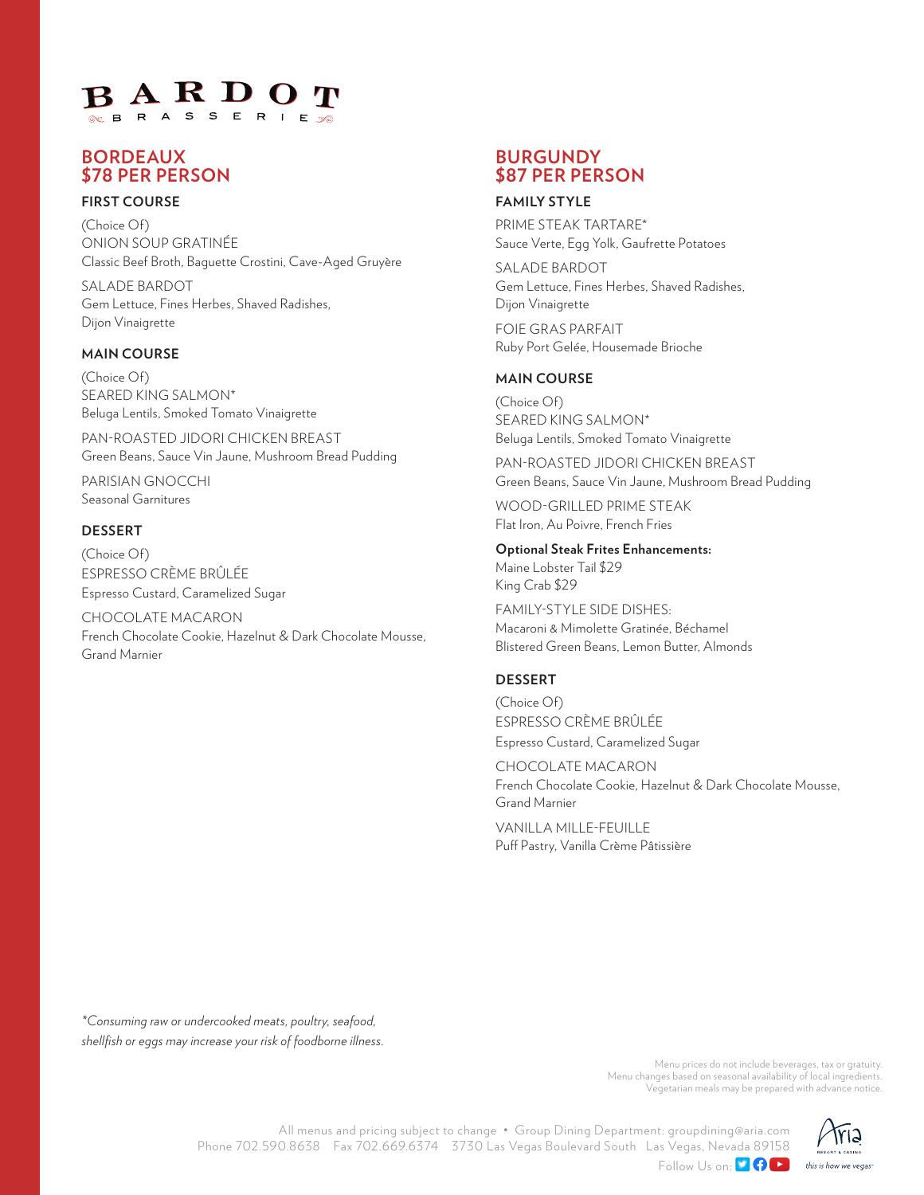# BARDOT BRASSERIE

## BORDEAUX
## $78 PER PERSON

### FIRST COURSE

(Choice Of)

ONION SOUP GRATINÉE
Classic Beef Broth, Baguette Crostini, Cave-Aged Gruyère

SALADE BARDOT
Gem Lettuce, Fines Herbes, Shaved Radishes, Dijon Vinaigrette

### MAIN COURSE

(Choice Of)

SEARED KING SALMON*
Beluga Lentils, Smoked Tomato Vinaigrette

PAN-ROASTED JIDORI CHICKEN BREAST
Green Beans, Sauce Vin Jaune, Mushroom Bread Pudding

PARISIAN GNOCCHI
Seasonal Garnitures

### DESSERT

(Choice Of)

ESPRESSO CRÈME BRÛLÉE
Espresso Custard, Caramelized Sugar

CHOCOLATE MACARON
French Chocolate Cookie, Hazelnut & Dark Chocolate Mousse, Grand Marnier

## BURGUNDY
## $87 PER PERSON

### FAMILY STYLE

PRIME STEAK TARTARE*
Sauce Verte, Egg Yolk, Gaufrette Potatoes

SALADE BARDOT
Gem Lettuce, Fines Herbes, Shaved Radishes, Dijon Vinaigrette

FOIE GRAS PARFAIT
Ruby Port Gelée, Housemade Brioche

### MAIN COURSE

(Choice Of)

SEARED KING SALMON*
Beluga Lentils, Smoked Tomato Vinaigrette

PAN-ROASTED JIDORI CHICKEN BREAST
Green Beans, Sauce Vin Jaune, Mushroom Bread Pudding

WOOD-GRILLED PRIME STEAK
Flat Iron, Au Poivre, French Fries

**Optional Steak Frites Enhancements:**
Maine Lobster Tail $29
King Crab $29

FAMILY-STYLE SIDE DISHES:
Macaroni & Mimolette Gratinée, Béchamel
Blistered Green Beans, Lemon Butter, Almonds

### DESSERT

(Choice Of)

ESPRESSO CRÈME BRÛLÉE
Espresso Custard, Caramelized Sugar

CHOCOLATE MACARON
French Chocolate Cookie, Hazelnut & Dark Chocolate Mousse, Grand Marnier

VANILLA MILLE-FEUILLE
Puff Pastry, Vanilla Crème Pâtissière

*\*Consuming raw or undercooked meats, poultry, seafood, shellfish or eggs may increase your risk of foodborne illness.*

Menu prices do not include beverages, tax or gratuity.
Menu changes based on seasonal availability of local ingredients.
Vegetarian meals may be prepared with advance notice.

All menus and pricing subject to change • Group Dining Department: groupdining@aria.com
Phone 702.590.8638 Fax 702.669.6374 3730 Las Vegas Boulevard South Las Vegas, Nevada 89158
Follow Us on:

Aria Resort & Casino — this is how we vegas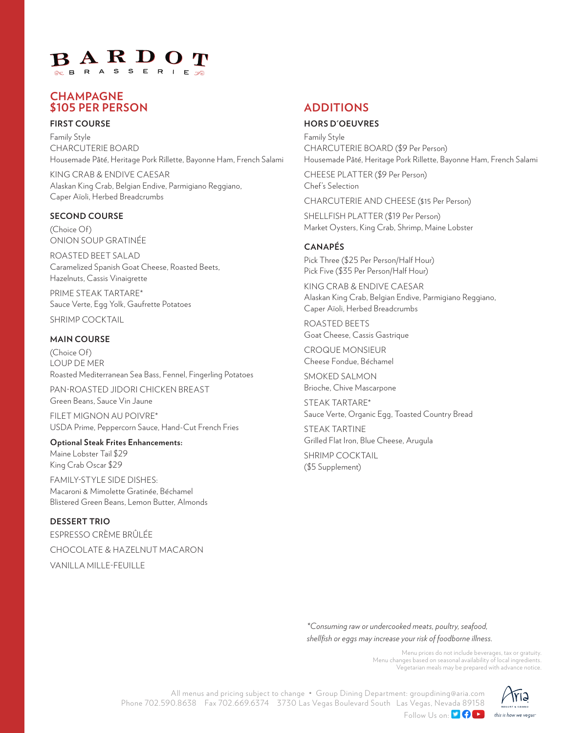# BARDOT BRASSERIE

## CHAMPAGNE $105 PER PERSON

### FIRST COURSE

Family Style

CHARCUTERIE BOARD
Housemade Pâté, Heritage Pork Rillette, Bayonne Ham, French Salami

KING CRAB & ENDIVE CAESAR
Alaskan King Crab, Belgian Endive, Parmigiano Reggiano, Caper Aïoli, Herbed Breadcrumbs

### SECOND COURSE

(Choice Of)

ONION SOUP GRATINÉE

ROASTED BEET SALAD
Caramelized Spanish Goat Cheese, Roasted Beets, Hazelnuts, Cassis Vinaigrette

PRIME STEAK TARTARE*
Sauce Verte, Egg Yolk, Gaufrette Potatoes

SHRIMP COCKTAIL

### MAIN COURSE

(Choice Of)

LOUP DE MER
Roasted Mediterranean Sea Bass, Fennel, Fingerling Potatoes

PAN-ROASTED JIDORI CHICKEN BREAST
Green Beans, Sauce Vin Jaune

FILET MIGNON AU POIVRE*
USDA Prime, Peppercorn Sauce, Hand-Cut French Fries

**Optional Steak Frites Enhancements:**
Maine Lobster Tail $29
King Crab Oscar $29

FAMILY-STYLE SIDE DISHES:
Macaroni & Mimolette Gratinée, Béchamel
Blistered Green Beans, Lemon Butter, Almonds

### DESSERT TRIO

ESPRESSO CRÈME BRÛLÉE

CHOCOLATE & HAZELNUT MACARON

VANILLA MILLE-FEUILLE

## ADDITIONS

### HORS D'OEUVRES

Family Style

CHARCUTERIE BOARD ($9 Per Person)
Housemade Pâté, Heritage Pork Rillette, Bayonne Ham, French Salami

CHEESE PLATTER ($9 Per Person)
Chef's Selection

CHARCUTERIE AND CHEESE ($15 Per Person)

SHELLFISH PLATTER ($19 Per Person)
Market Oysters, King Crab, Shrimp, Maine Lobster

### CANAPÉS

Pick Three ($25 Per Person/Half Hour)
Pick Five ($35 Per Person/Half Hour)

KING CRAB & ENDIVE CAESAR
Alaskan King Crab, Belgian Endive, Parmigiano Reggiano, Caper Aïoli, Herbed Breadcrumbs

ROASTED BEETS
Goat Cheese, Cassis Gastrique

CROQUE MONSIEUR
Cheese Fondue, Béchamel

SMOKED SALMON
Brioche, Chive Mascarpone

STEAK TARTARE*
Sauce Verte, Organic Egg, Toasted Country Bread

STEAK TARTINE
Grilled Flat Iron, Blue Cheese, Arugula

SHRIMP COCKTAIL
($5 Supplement)

*\*Consuming raw or undercooked meats, poultry, seafood, shellfish or eggs may increase your risk of foodborne illness.*

Menu prices do not include beverages, tax or gratuity.
Menu changes based on seasonal availability of local ingredients.
Vegetarian meals may be prepared with advance notice.

All menus and pricing subject to change • Group Dining Department: groupdining@aria.com
Phone 702.590.8638 Fax 702.669.6374 3730 Las Vegas Boulevard South Las Vegas, Nevada 89158
Follow Us on:

Aria Resort & Casino — this is how we vegas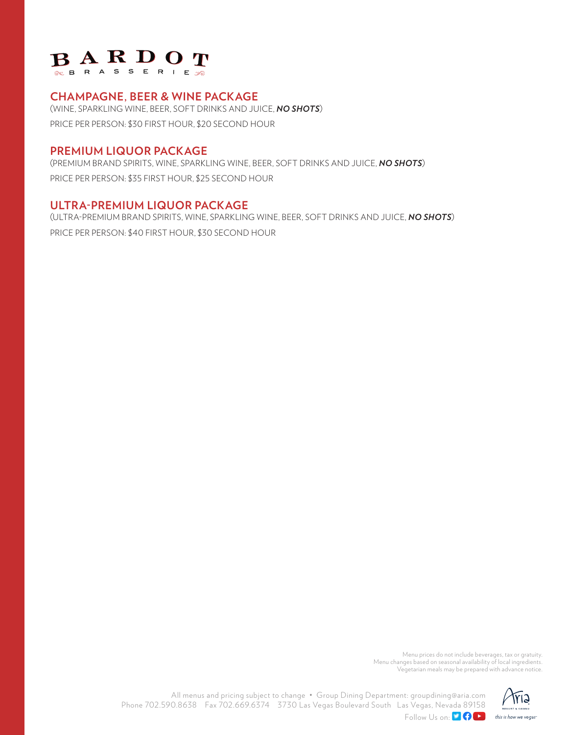# BARDOT BRASSERIE

## CHAMPAGNE, BEER & WINE PACKAGE

(WINE, SPARKLING WINE, BEER, SOFT DRINKS AND JUICE, ***NO SHOTS***)

PRICE PER PERSON: $30 FIRST HOUR, $20 SECOND HOUR

## PREMIUM LIQUOR PACKAGE

(PREMIUM BRAND SPIRITS, WINE, SPARKLING WINE, BEER, SOFT DRINKS AND JUICE, ***NO SHOTS***)

PRICE PER PERSON: $35 FIRST HOUR, $25 SECOND HOUR

## ULTRA-PREMIUM LIQUOR PACKAGE

(ULTRA-PREMIUM BRAND SPIRITS, WINE, SPARKLING WINE, BEER, SOFT DRINKS AND JUICE, ***NO SHOTS***)

PRICE PER PERSON: $40 FIRST HOUR, $30 SECOND HOUR

Menu prices do not include beverages, tax or gratuity.
Menu changes based on seasonal availability of local ingredients.
Vegetarian meals may be prepared with advance notice.

All menus and pricing subject to change • Group Dining Department: groupdining@aria.com
Phone 702.590.8638 Fax 702.669.6374 3730 Las Vegas Boulevard South Las Vegas, Nevada 89158
Follow Us on:

Aria Resort & Casino
this is how we vegas